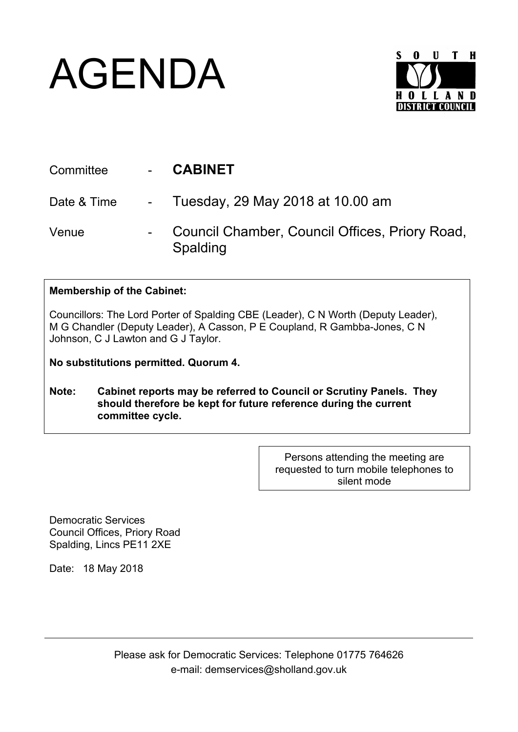# AGENDA

SOUTH HOLLAND DISTRICT COUNCIL

| | | |
|---|---|---|
| Committee | - | **CABINET** |
| Date & Time | - | Tuesday, 29 May 2018 at 10.00 am |
| Venue | - | Council Chamber, Council Offices, Priory Road, Spalding |

**Membership of the Cabinet:**

Councillors: The Lord Porter of Spalding CBE (Leader), C N Worth (Deputy Leader), M G Chandler (Deputy Leader), A Casson, P E Coupland, R Gambba-Jones, C N Johnson, C J Lawton and G J Taylor.

**No substitutions permitted. Quorum 4.**

**Note: Cabinet reports may be referred to Council or Scrutiny Panels. They should therefore be kept for future reference during the current committee cycle.**

Persons attending the meeting are requested to turn mobile telephones to silent mode

Democratic Services
Council Offices, Priory Road
Spalding, Lincs PE11 2XE

Date: 18 May 2018

Please ask for Democratic Services: Telephone 01775 764626
e-mail: demservices@sholland.gov.uk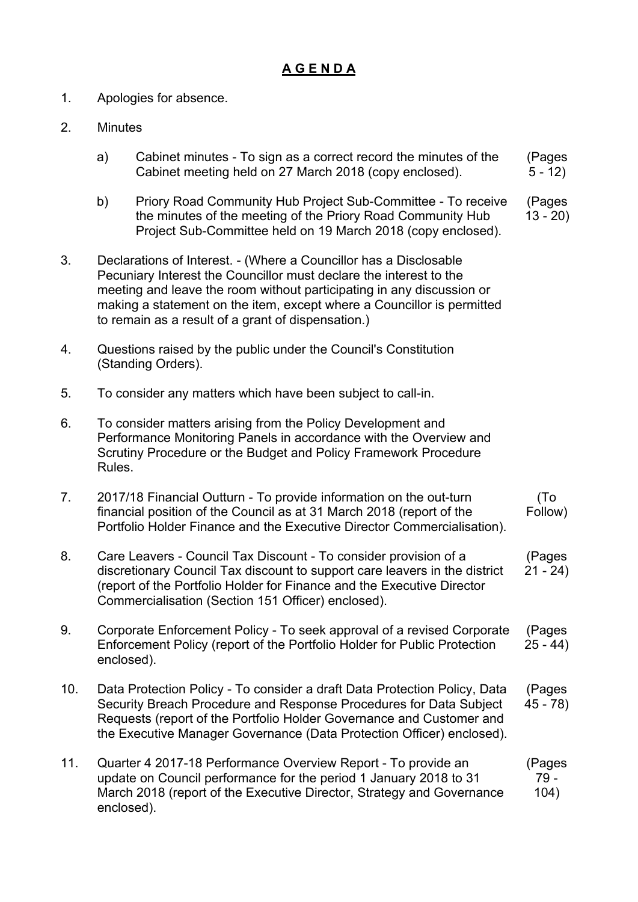# **A G E N D A**

1. Apologies for absence.

2. Minutes

   a) Cabinet minutes - To sign as a correct record the minutes of the Cabinet meeting held on 27 March 2018 (copy enclosed). (Pages 5 - 12)

   b) Priory Road Community Hub Project Sub-Committee - To receive the minutes of the meeting of the Priory Road Community Hub Project Sub-Committee held on 19 March 2018 (copy enclosed). (Pages 13 - 20)

3. Declarations of Interest. - (Where a Councillor has a Disclosable Pecuniary Interest the Councillor must declare the interest to the meeting and leave the room without participating in any discussion or making a statement on the item, except where a Councillor is permitted to remain as a result of a grant of dispensation.)

4. Questions raised by the public under the Council's Constitution (Standing Orders).

5. To consider any matters which have been subject to call-in.

6. To consider matters arising from the Policy Development and Performance Monitoring Panels in accordance with the Overview and Scrutiny Procedure or the Budget and Policy Framework Procedure Rules.

7. 2017/18 Financial Outturn - To provide information on the out-turn financial position of the Council as at 31 March 2018 (report of the Portfolio Holder Finance and the Executive Director Commercialisation). (To Follow)

8. Care Leavers - Council Tax Discount - To consider provision of a discretionary Council Tax discount to support care leavers in the district (report of the Portfolio Holder for Finance and the Executive Director Commercialisation (Section 151 Officer) enclosed). (Pages 21 - 24)

9. Corporate Enforcement Policy - To seek approval of a revised Corporate Enforcement Policy (report of the Portfolio Holder for Public Protection enclosed). (Pages 25 - 44)

10. Data Protection Policy - To consider a draft Data Protection Policy, Data Security Breach Procedure and Response Procedures for Data Subject Requests (report of the Portfolio Holder Governance and Customer and the Executive Manager Governance (Data Protection Officer) enclosed). (Pages 45 - 78)

11. Quarter 4 2017-18 Performance Overview Report - To provide an update on Council performance for the period 1 January 2018 to 31 March 2018 (report of the Executive Director, Strategy and Governance enclosed). (Pages 79 - 104)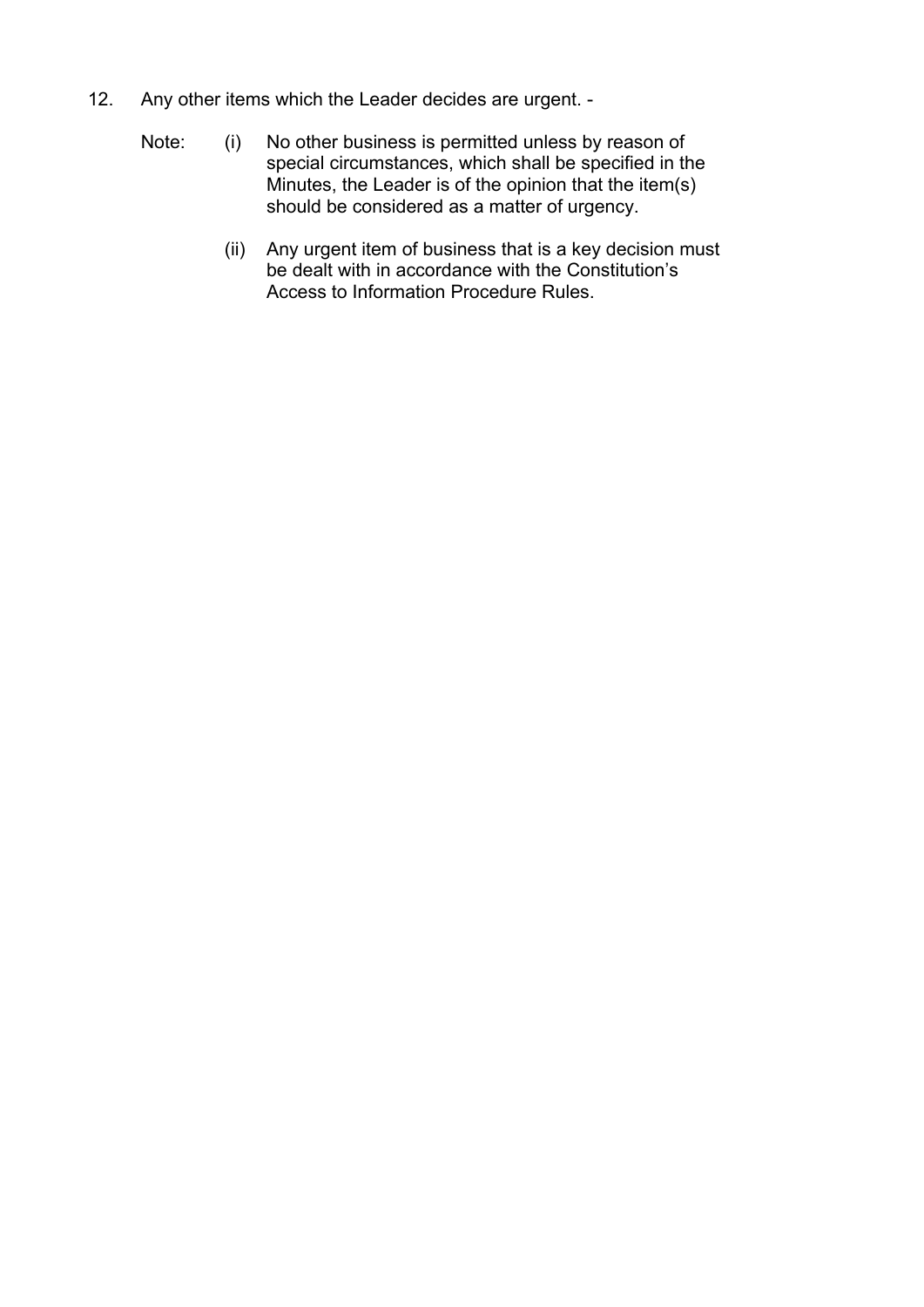12. Any other items which the Leader decides are urgent. -

    Note: (i) No other business is permitted unless by reason of special circumstances, which shall be specified in the Minutes, the Leader is of the opinion that the item(s) should be considered as a matter of urgency.

    (ii) Any urgent item of business that is a key decision must be dealt with in accordance with the Constitution's Access to Information Procedure Rules.